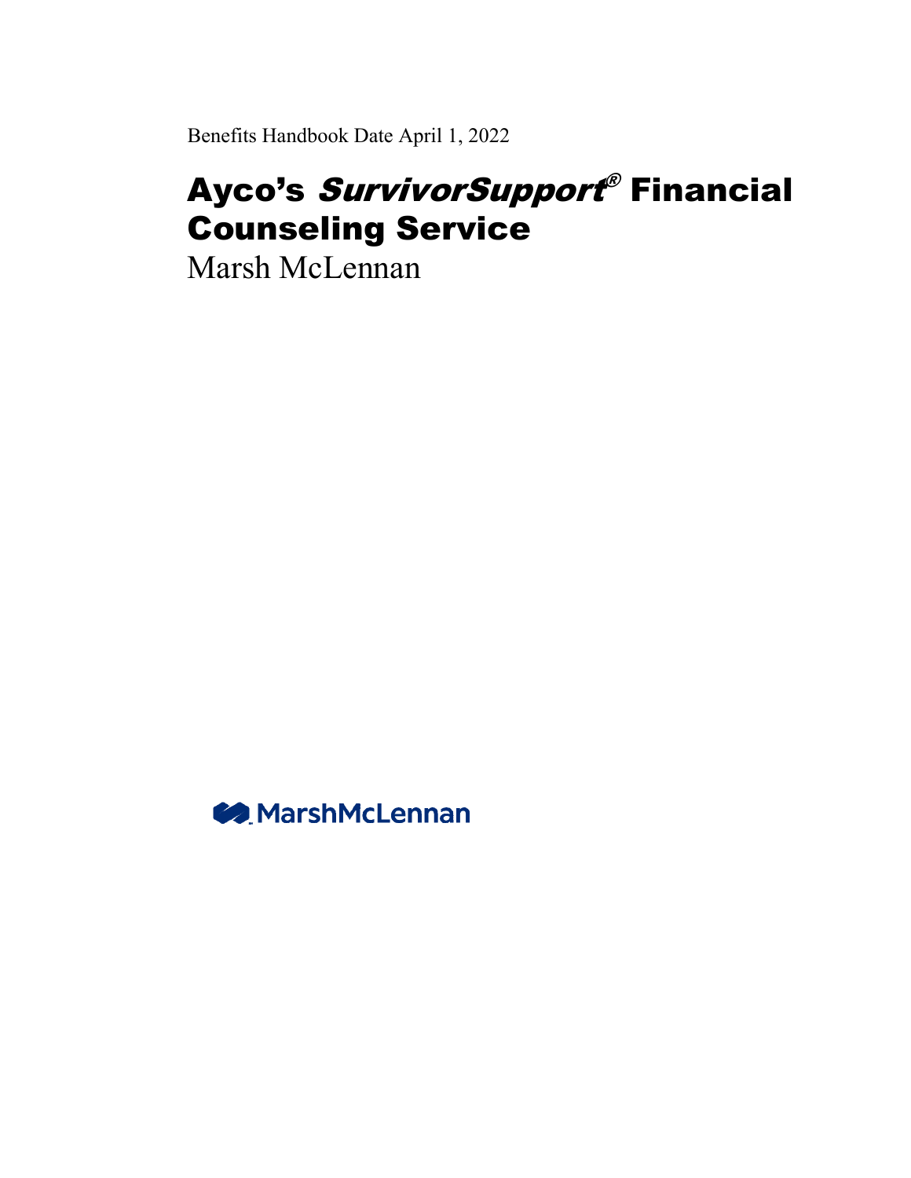Benefits Handbook Date April 1, 2022

# Ayco's *SurvivorSupport*® Financial Counseling Service

Marsh McLennan

MarshMcLennan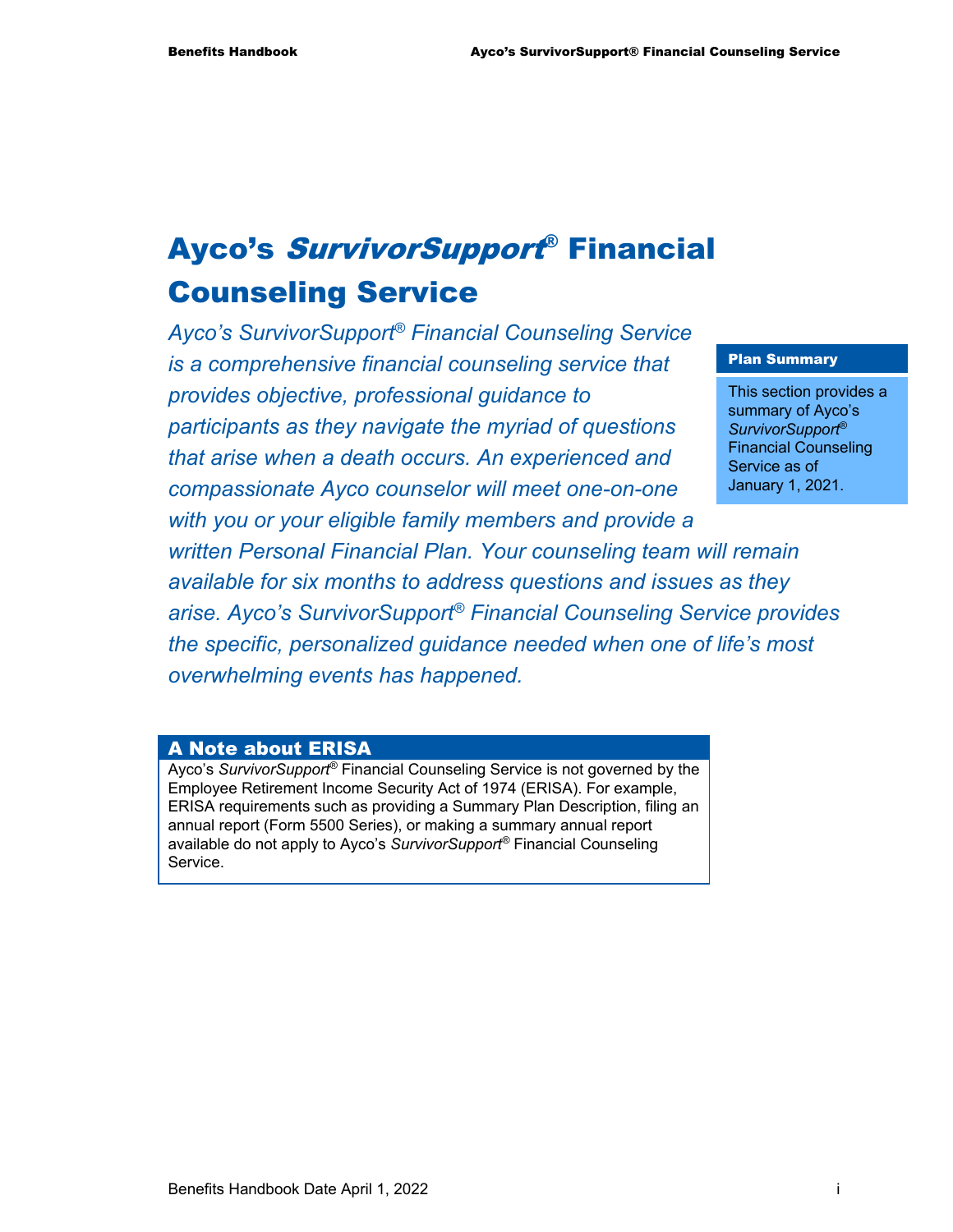# Ayco's *SurvivorSupport*® Financial Counseling Service

*Ayco's SurvivorSupport® Financial Counseling Service is a comprehensive financial counseling service that provides objective, professional guidance to participants as they navigate the myriad of questions that arise when a death occurs. An experienced and compassionate Ayco counselor will meet one-on-one with you or your eligible family members and provide a written Personal Financial Plan. Your counseling team will remain available for six months to address questions and issues as they arise. Ayco's SurvivorSupport® Financial Counseling Service provides the specific, personalized guidance needed when one of life's most overwhelming events has happened.*

**Plan Summary**

This section provides a summary of Ayco's *SurvivorSupport*® Financial Counseling Service as of January 1, 2021.

## A Note about ERISA

Ayco's *SurvivorSupport*® Financial Counseling Service is not governed by the Employee Retirement Income Security Act of 1974 (ERISA). For example, ERISA requirements such as providing a Summary Plan Description, filing an annual report (Form 5500 Series), or making a summary annual report available do not apply to Ayco's *SurvivorSupport*® Financial Counseling Service.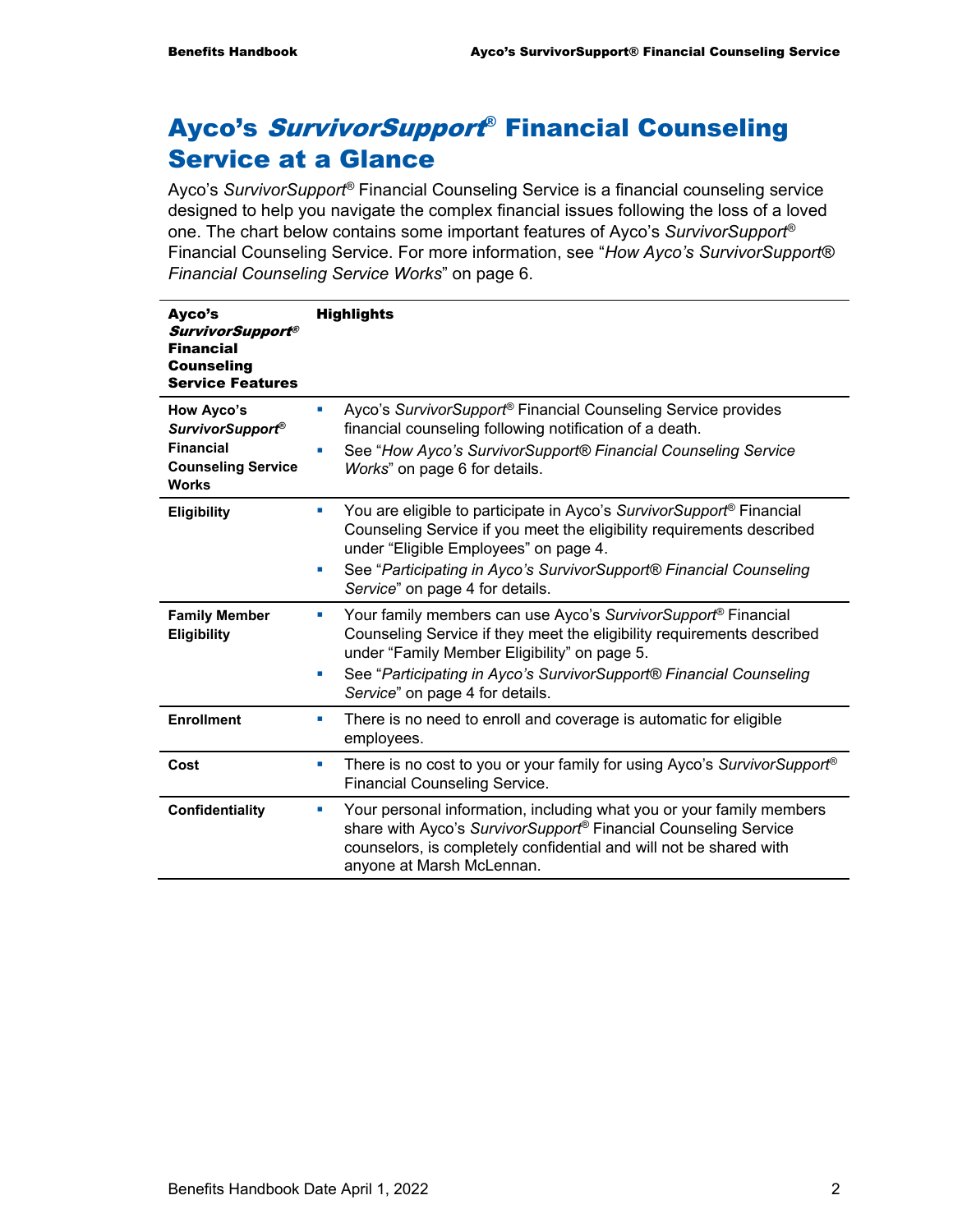# Ayco's *SurvivorSupport*® Financial Counseling Service at a Glance

Ayco's *SurvivorSupport*® Financial Counseling Service is a financial counseling service designed to help you navigate the complex financial issues following the loss of a loved one. The chart below contains some important features of Ayco's *SurvivorSupport*® Financial Counseling Service. For more information, see "*How Ayco's SurvivorSupport® Financial Counseling Service Works*" on page 6.

| Ayco's *SurvivorSupport*® Financial Counseling Service Features | Highlights |
|---|---|
| **How Ayco's *SurvivorSupport*® Financial Counseling Service Works** | ▪ Ayco's *SurvivorSupport*® Financial Counseling Service provides financial counseling following notification of a death.<br>▪ See "*How Ayco's SurvivorSupport® Financial Counseling Service Works*" on page 6 for details. |
| **Eligibility** | ▪ You are eligible to participate in Ayco's *SurvivorSupport*® Financial Counseling Service if you meet the eligibility requirements described under "Eligible Employees" on page 4.<br>▪ See "*Participating in Ayco's SurvivorSupport® Financial Counseling Service*" on page 4 for details. |
| **Family Member Eligibility** | ▪ Your family members can use Ayco's *SurvivorSupport*® Financial Counseling Service if they meet the eligibility requirements described under "Family Member Eligibility" on page 5.<br>▪ See "*Participating in Ayco's SurvivorSupport® Financial Counseling Service*" on page 4 for details. |
| **Enrollment** | ▪ There is no need to enroll and coverage is automatic for eligible employees. |
| **Cost** | ▪ There is no cost to you or your family for using Ayco's *SurvivorSupport*® Financial Counseling Service. |
| **Confidentiality** | ▪ Your personal information, including what you or your family members share with Ayco's *SurvivorSupport*® Financial Counseling Service counselors, is completely confidential and will not be shared with anyone at Marsh McLennan. |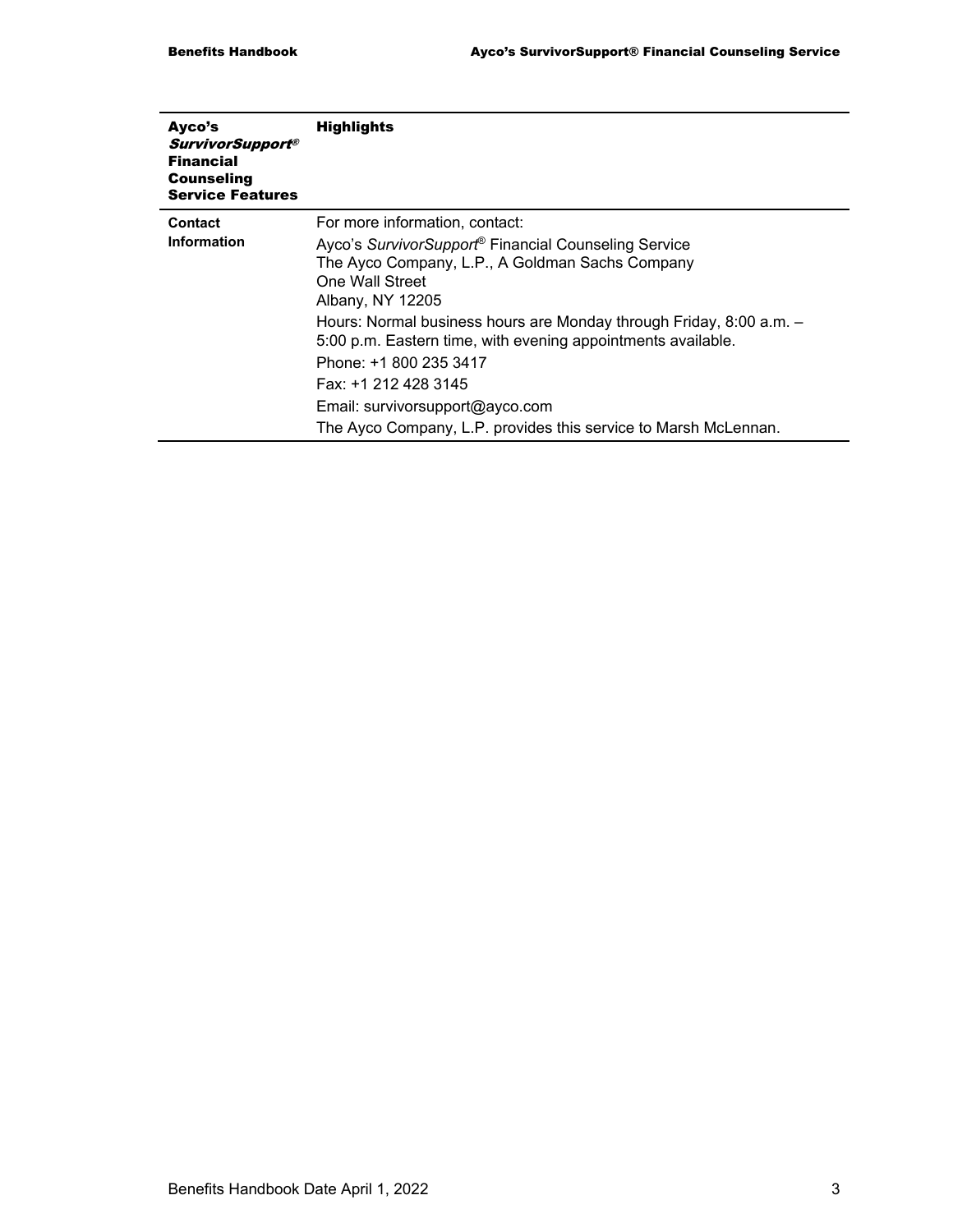| Ayco's *SurvivorSupport®* Financial Counseling Service Features | Highlights |
| --- | --- |
| **Contact Information** | For more information, contact:<br><br>Ayco's *SurvivorSupport®* Financial Counseling Service<br>The Ayco Company, L.P., A Goldman Sachs Company<br>One Wall Street<br>Albany, NY 12205<br><br>Hours: Normal business hours are Monday through Friday, 8:00 a.m. – 5:00 p.m. Eastern time, with evening appointments available.<br><br>Phone: +1 800 235 3417<br><br>Fax: +1 212 428 3145<br><br>Email: survivorsupport@ayco.com<br><br>The Ayco Company, L.P. provides this service to Marsh McLennan. |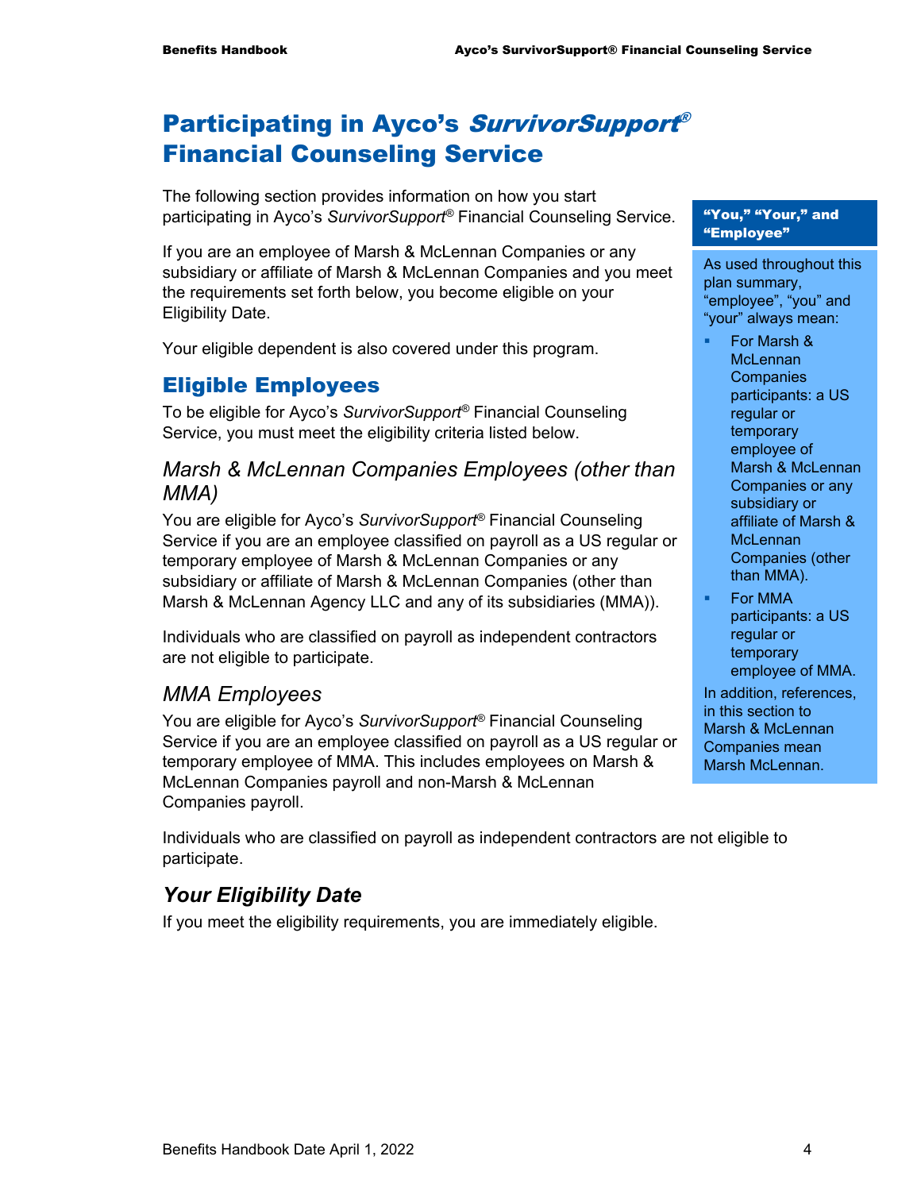# Participating in Ayco's *SurvivorSupport®* Financial Counseling Service

The following section provides information on how you start participating in Ayco's *SurvivorSupport®* Financial Counseling Service.

If you are an employee of Marsh & McLennan Companies or any subsidiary or affiliate of Marsh & McLennan Companies and you meet the requirements set forth below, you become eligible on your Eligibility Date.

Your eligible dependent is also covered under this program.

**"You," "Your," and "Employee"**

As used throughout this plan summary, "employee", "you" and "your" always mean:

- For Marsh & McLennan Companies participants: a US regular or temporary employee of Marsh & McLennan Companies or any subsidiary or affiliate of Marsh & McLennan Companies (other than MMA).
- For MMA participants: a US regular or temporary employee of MMA.

In addition, references, in this section to Marsh & McLennan Companies mean Marsh McLennan.

## Eligible Employees

To be eligible for Ayco's *SurvivorSupport®* Financial Counseling Service, you must meet the eligibility criteria listed below.

### *Marsh & McLennan Companies Employees (other than MMA)*

You are eligible for Ayco's *SurvivorSupport®* Financial Counseling Service if you are an employee classified on payroll as a US regular or temporary employee of Marsh & McLennan Companies or any subsidiary or affiliate of Marsh & McLennan Companies (other than Marsh & McLennan Agency LLC and any of its subsidiaries (MMA)).

Individuals who are classified on payroll as independent contractors are not eligible to participate.

### *MMA Employees*

You are eligible for Ayco's *SurvivorSupport®* Financial Counseling Service if you are an employee classified on payroll as a US regular or temporary employee of MMA. This includes employees on Marsh & McLennan Companies payroll and non-Marsh & McLennan Companies payroll.

Individuals who are classified on payroll as independent contractors are not eligible to participate.

### ***Your Eligibility Date***

If you meet the eligibility requirements, you are immediately eligible.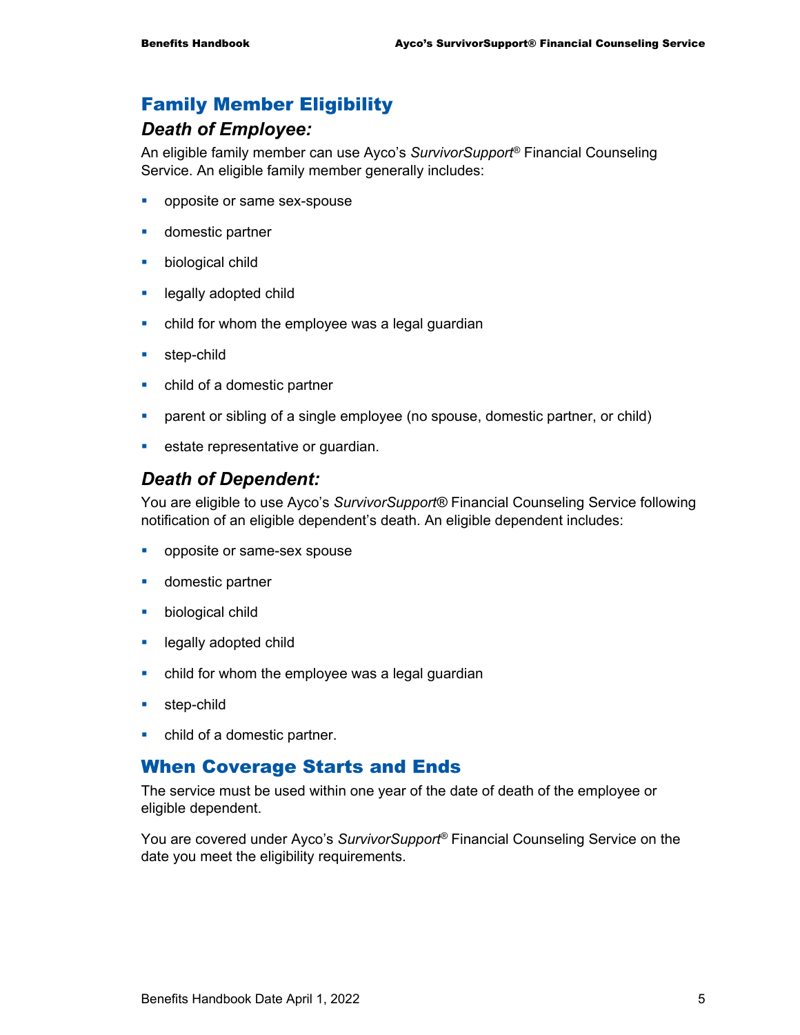## Family Member Eligibility

### *Death of Employee:*

An eligible family member can use Ayco's *SurvivorSupport*® Financial Counseling Service. An eligible family member generally includes:

- opposite or same sex-spouse
- domestic partner
- biological child
- legally adopted child
- child for whom the employee was a legal guardian
- step-child
- child of a domestic partner
- parent or sibling of a single employee (no spouse, domestic partner, or child)
- estate representative or guardian.

### *Death of Dependent:*

You are eligible to use Ayco's *SurvivorSupport*® Financial Counseling Service following notification of an eligible dependent's death. An eligible dependent includes:

- opposite or same-sex spouse
- domestic partner
- biological child
- legally adopted child
- child for whom the employee was a legal guardian
- step-child
- child of a domestic partner.

## When Coverage Starts and Ends

The service must be used within one year of the date of death of the employee or eligible dependent.

You are covered under Ayco's *SurvivorSupport*® Financial Counseling Service on the date you meet the eligibility requirements.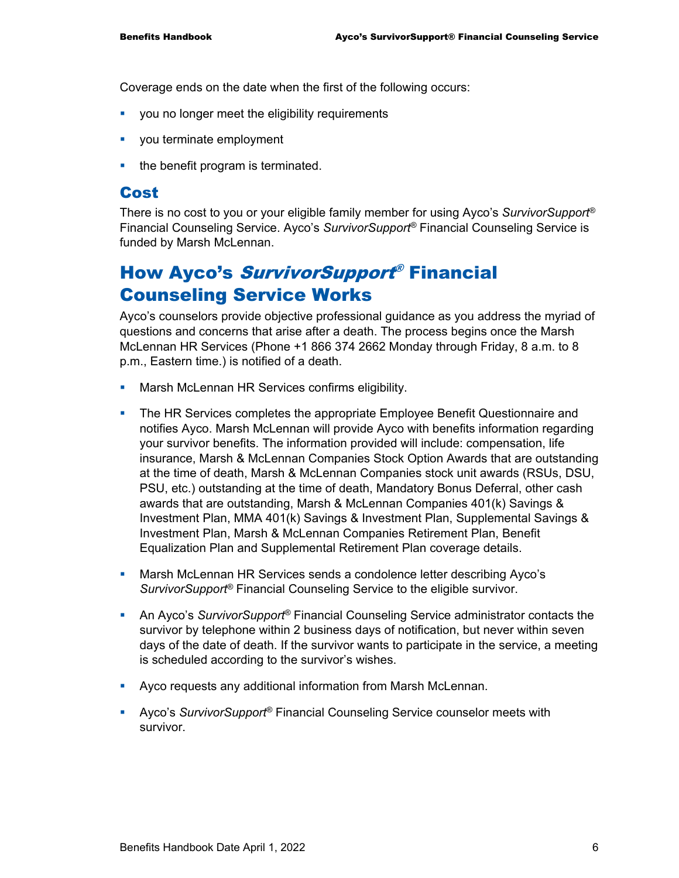Coverage ends on the date when the first of the following occurs:

- you no longer meet the eligibility requirements
- you terminate employment
- the benefit program is terminated.

## Cost

There is no cost to you or your eligible family member for using Ayco's *SurvivorSupport®* Financial Counseling Service. Ayco's *SurvivorSupport®* Financial Counseling Service is funded by Marsh McLennan.

# How Ayco's *SurvivorSupport®* Financial Counseling Service Works

Ayco's counselors provide objective professional guidance as you address the myriad of questions and concerns that arise after a death. The process begins once the Marsh McLennan HR Services (Phone +1 866 374 2662 Monday through Friday, 8 a.m. to 8 p.m., Eastern time.) is notified of a death.

- Marsh McLennan HR Services confirms eligibility.
- The HR Services completes the appropriate Employee Benefit Questionnaire and notifies Ayco. Marsh McLennan will provide Ayco with benefits information regarding your survivor benefits. The information provided will include: compensation, life insurance, Marsh & McLennan Companies Stock Option Awards that are outstanding at the time of death, Marsh & McLennan Companies stock unit awards (RSUs, DSU, PSU, etc.) outstanding at the time of death, Mandatory Bonus Deferral, other cash awards that are outstanding, Marsh & McLennan Companies 401(k) Savings & Investment Plan, MMA 401(k) Savings & Investment Plan, Supplemental Savings & Investment Plan, Marsh & McLennan Companies Retirement Plan, Benefit Equalization Plan and Supplemental Retirement Plan coverage details.
- Marsh McLennan HR Services sends a condolence letter describing Ayco's *SurvivorSupport®* Financial Counseling Service to the eligible survivor.
- An Ayco's *SurvivorSupport®* Financial Counseling Service administrator contacts the survivor by telephone within 2 business days of notification, but never within seven days of the date of death. If the survivor wants to participate in the service, a meeting is scheduled according to the survivor's wishes.
- Ayco requests any additional information from Marsh McLennan.
- Ayco's *SurvivorSupport®* Financial Counseling Service counselor meets with survivor.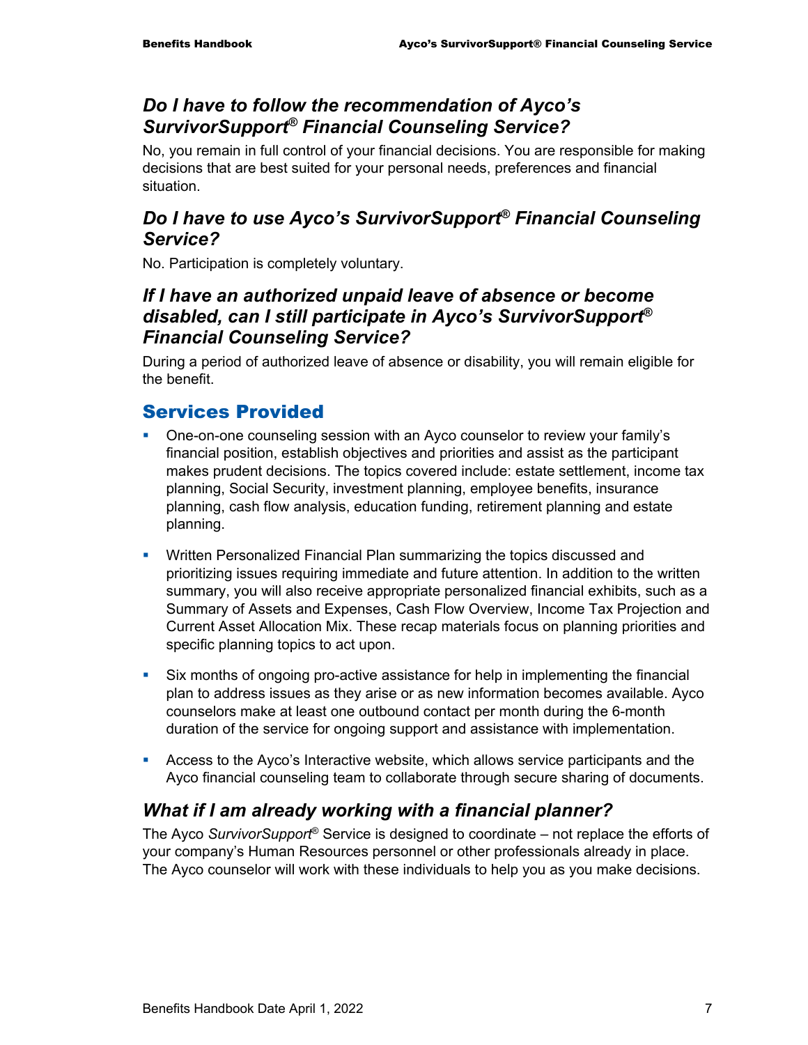### *Do I have to follow the recommendation of Ayco's SurvivorSupport® Financial Counseling Service?*

No, you remain in full control of your financial decisions. You are responsible for making decisions that are best suited for your personal needs, preferences and financial situation.

### *Do I have to use Ayco's SurvivorSupport® Financial Counseling Service?*

No. Participation is completely voluntary.

### *If I have an authorized unpaid leave of absence or become disabled, can I still participate in Ayco's SurvivorSupport® Financial Counseling Service?*

During a period of authorized leave of absence or disability, you will remain eligible for the benefit.

## Services Provided

- One-on-one counseling session with an Ayco counselor to review your family's financial position, establish objectives and priorities and assist as the participant makes prudent decisions. The topics covered include: estate settlement, income tax planning, Social Security, investment planning, employee benefits, insurance planning, cash flow analysis, education funding, retirement planning and estate planning.
- Written Personalized Financial Plan summarizing the topics discussed and prioritizing issues requiring immediate and future attention. In addition to the written summary, you will also receive appropriate personalized financial exhibits, such as a Summary of Assets and Expenses, Cash Flow Overview, Income Tax Projection and Current Asset Allocation Mix. These recap materials focus on planning priorities and specific planning topics to act upon.
- Six months of ongoing pro-active assistance for help in implementing the financial plan to address issues as they arise or as new information becomes available. Ayco counselors make at least one outbound contact per month during the 6-month duration of the service for ongoing support and assistance with implementation.
- Access to the Ayco's Interactive website, which allows service participants and the Ayco financial counseling team to collaborate through secure sharing of documents.

### *What if I am already working with a financial planner?*

The Ayco *SurvivorSupport®* Service is designed to coordinate – not replace the efforts of your company's Human Resources personnel or other professionals already in place. The Ayco counselor will work with these individuals to help you as you make decisions.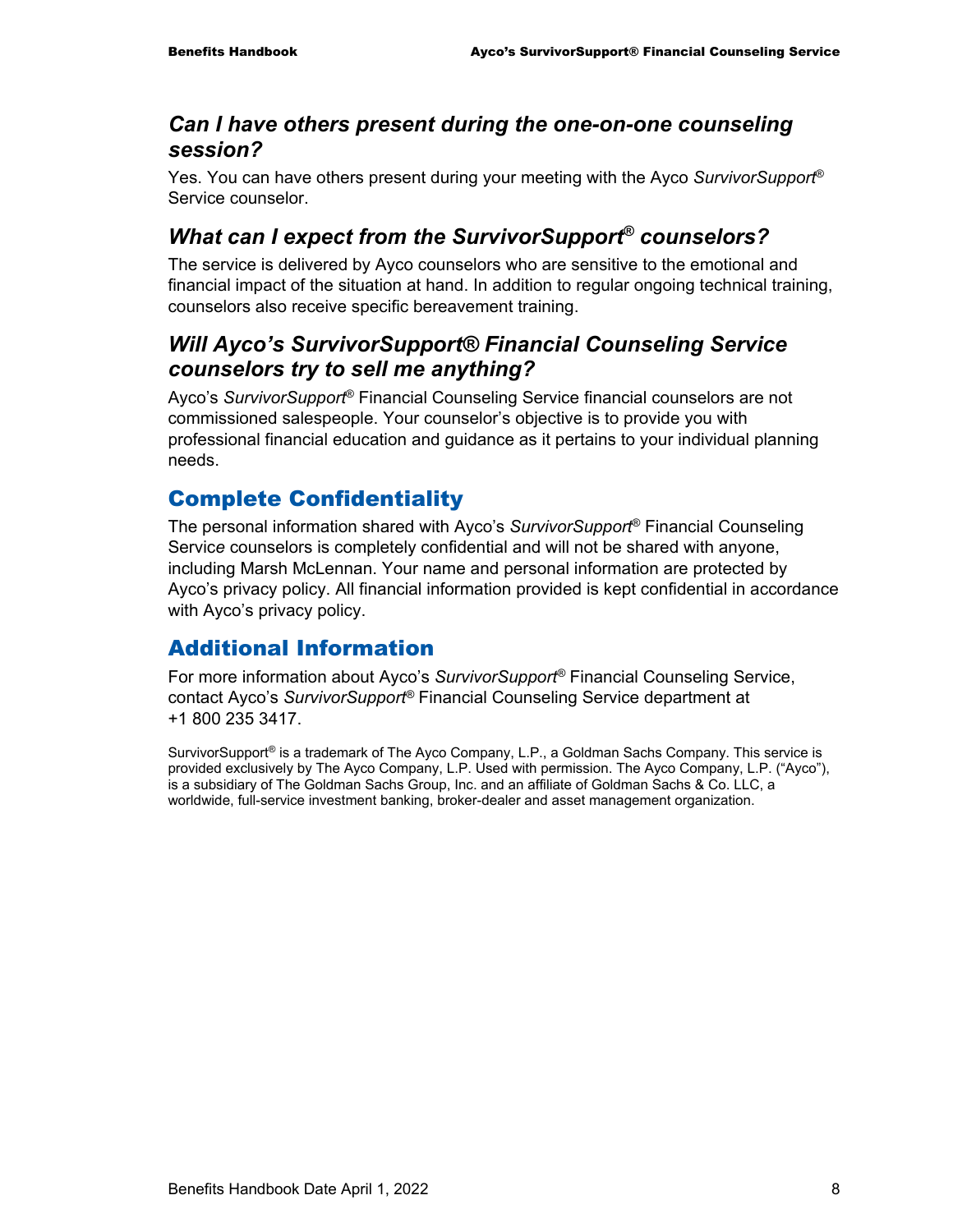### *Can I have others present during the one-on-one counseling session?*

Yes. You can have others present during your meeting with the Ayco *SurvivorSupport®* Service counselor.

### *What can I expect from the SurvivorSupport® counselors?*

The service is delivered by Ayco counselors who are sensitive to the emotional and financial impact of the situation at hand. In addition to regular ongoing technical training, counselors also receive specific bereavement training.

### *Will Ayco's SurvivorSupport® Financial Counseling Service counselors try to sell me anything?*

Ayco's *SurvivorSupport®* Financial Counseling Service financial counselors are not commissioned salespeople. Your counselor's objective is to provide you with professional financial education and guidance as it pertains to your individual planning needs.

## Complete Confidentiality

The personal information shared with Ayco's *SurvivorSupport®* Financial Counseling Service counselors is completely confidential and will not be shared with anyone, including Marsh McLennan. Your name and personal information are protected by Ayco's privacy policy. All financial information provided is kept confidential in accordance with Ayco's privacy policy.

## Additional Information

For more information about Ayco's *SurvivorSupport®* Financial Counseling Service, contact Ayco's *SurvivorSupport®* Financial Counseling Service department at +1 800 235 3417.

SurvivorSupport® is a trademark of The Ayco Company, L.P., a Goldman Sachs Company. This service is provided exclusively by The Ayco Company, L.P. Used with permission. The Ayco Company, L.P. ("Ayco"), is a subsidiary of The Goldman Sachs Group, Inc. and an affiliate of Goldman Sachs & Co. LLC, a worldwide, full-service investment banking, broker-dealer and asset management organization.